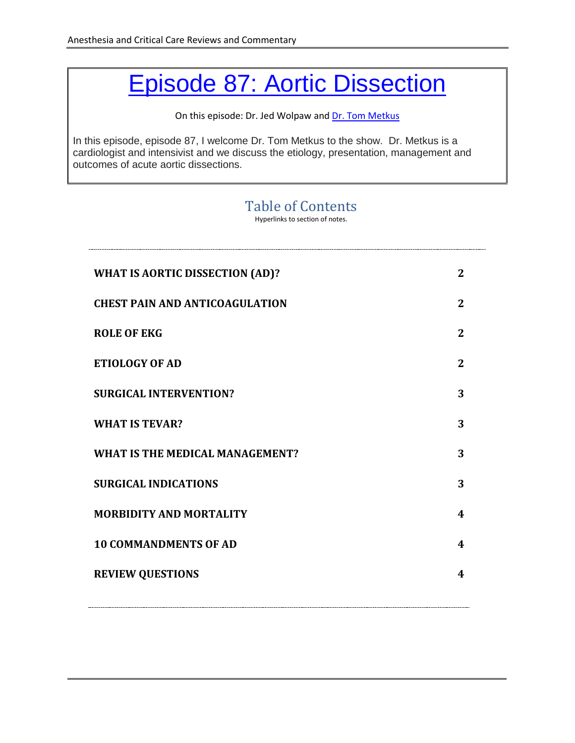# Episode 87: Aortic Dissection

On this episode: Dr. Jed Wolpaw and Dr. Tom Metkus

In this episode, episode 87, I welcome Dr. Tom Metkus to the show. Dr. Metkus is a cardiologist and intensivist and we discuss the etiology, presentation, management and outcomes of acute aortic dissections.

## Table of Contents

Hyperlinks to section of notes.

| | |
|---|---|
| **WHAT IS AORTIC DISSECTION (AD)?** | **2** |
| **CHEST PAIN AND ANTICOAGULATION** | **2** |
| **ROLE OF EKG** | **2** |
| **ETIOLOGY OF AD** | **2** |
| **SURGICAL INTERVENTION?** | **3** |
| **WHAT IS TEVAR?** | **3** |
| **WHAT IS THE MEDICAL MANAGEMENT?** | **3** |
| **SURGICAL INDICATIONS** | **3** |
| **MORBIDITY AND MORTALITY** | **4** |
| **10 COMMANDMENTS OF AD** | **4** |
| **REVIEW QUESTIONS** | **4** |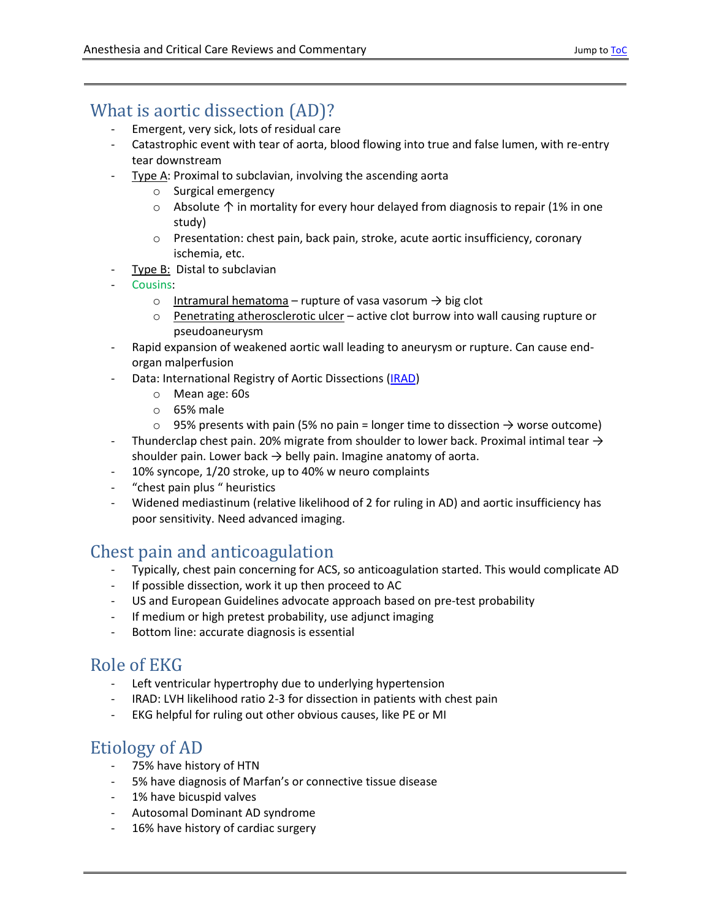## What is aortic dissection (AD)?

- Emergent, very sick, lots of residual care
- Catastrophic event with tear of aorta, blood flowing into true and false lumen, with re-entry tear downstream
- Type A: Proximal to subclavian, involving the ascending aorta
  - Surgical emergency
  - Absolute ↑ in mortality for every hour delayed from diagnosis to repair (1% in one study)
  - Presentation: chest pain, back pain, stroke, acute aortic insufficiency, coronary ischemia, etc.
- Type B: Distal to subclavian
- Cousins:
  - Intramural hematoma – rupture of vasa vasorum → big clot
  - Penetrating atherosclerotic ulcer – active clot burrow into wall causing rupture or pseudoaneurysm
- Rapid expansion of weakened aortic wall leading to aneurysm or rupture. Can cause end-organ malperfusion
- Data: International Registry of Aortic Dissections (IRAD)
  - Mean age: 60s
  - 65% male
  - 95% presents with pain (5% no pain = longer time to dissection → worse outcome)
- Thunderclap chest pain. 20% migrate from shoulder to lower back. Proximal intimal tear → shoulder pain. Lower back → belly pain. Imagine anatomy of aorta.
- 10% syncope, 1/20 stroke, up to 40% w neuro complaints
- "chest pain plus " heuristics
- Widened mediastinum (relative likelihood of 2 for ruling in AD) and aortic insufficiency has poor sensitivity. Need advanced imaging.

## Chest pain and anticoagulation

- Typically, chest pain concerning for ACS, so anticoagulation started. This would complicate AD
- If possible dissection, work it up then proceed to AC
- US and European Guidelines advocate approach based on pre-test probability
- If medium or high pretest probability, use adjunct imaging
- Bottom line: accurate diagnosis is essential

## Role of EKG

- Left ventricular hypertrophy due to underlying hypertension
- IRAD: LVH likelihood ratio 2-3 for dissection in patients with chest pain
- EKG helpful for ruling out other obvious causes, like PE or MI

## Etiology of AD

- 75% have history of HTN
- 5% have diagnosis of Marfan's or connective tissue disease
- 1% have bicuspid valves
- Autosomal Dominant AD syndrome
- 16% have history of cardiac surgery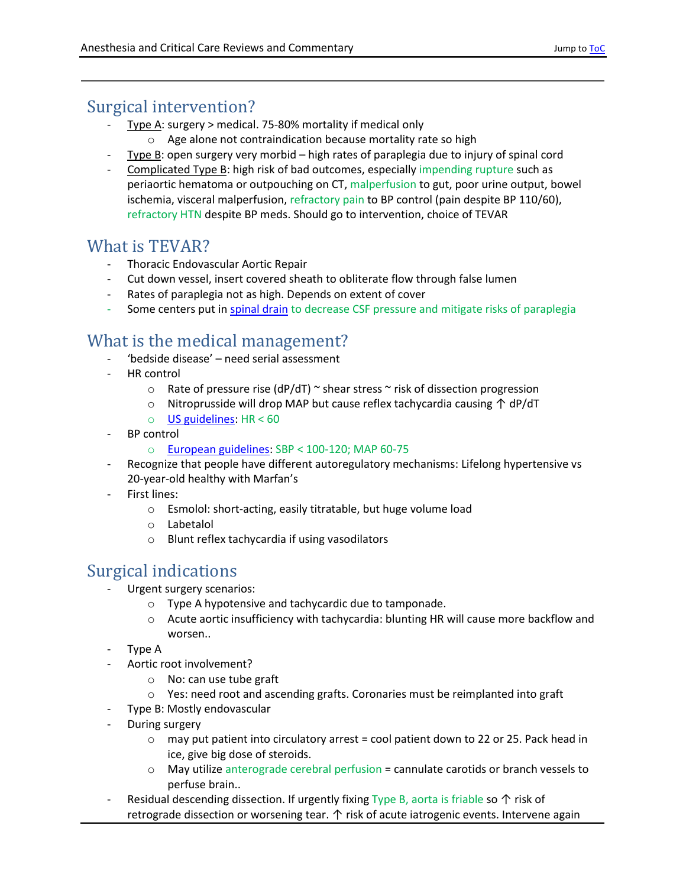## Surgical intervention?

- Type A: surgery > medical. 75-80% mortality if medical only
  - Age alone not contraindication because mortality rate so high
- Type B: open surgery very morbid – high rates of paraplegia due to injury of spinal cord
- Complicated Type B: high risk of bad outcomes, especially impending rupture such as periaortic hematoma or outpouching on CT, malperfusion to gut, poor urine output, bowel ischemia, visceral malperfusion, refractory pain to BP control (pain despite BP 110/60), refractory HTN despite BP meds. Should go to intervention, choice of TEVAR

## What is TEVAR?

- Thoracic Endovascular Aortic Repair
- Cut down vessel, insert covered sheath to obliterate flow through false lumen
- Rates of paraplegia not as high. Depends on extent of cover
- Some centers put in spinal drain to decrease CSF pressure and mitigate risks of paraplegia

## What is the medical management?

- 'bedside disease' – need serial assessment
- HR control
  - Rate of pressure rise (dP/dT) ~ shear stress ~ risk of dissection progression
  - Nitroprusside will drop MAP but cause reflex tachycardia causing ↑ dP/dT
  - US guidelines: HR < 60
- BP control
  - European guidelines: SBP < 100-120; MAP 60-75
- Recognize that people have different autoregulatory mechanisms: Lifelong hypertensive vs 20-year-old healthy with Marfan's
- First lines:
  - Esmolol: short-acting, easily titratable, but huge volume load
  - Labetalol
  - Blunt reflex tachycardia if using vasodilators

## Surgical indications

- Urgent surgery scenarios:
  - Type A hypotensive and tachycardic due to tamponade.
  - Acute aortic insufficiency with tachycardia: blunting HR will cause more backflow and worsen..
- Type A
- Aortic root involvement?
  - No: can use tube graft
  - Yes: need root and ascending grafts. Coronaries must be reimplanted into graft
- Type B: Mostly endovascular
- During surgery
  - may put patient into circulatory arrest = cool patient down to 22 or 25. Pack head in ice, give big dose of steroids.
  - May utilize anterograde cerebral perfusion = cannulate carotids or branch vessels to perfuse brain..
- Residual descending dissection. If urgently fixing Type B, aorta is friable so ↑ risk of retrograde dissection or worsening tear. ↑ risk of acute iatrogenic events. Intervene again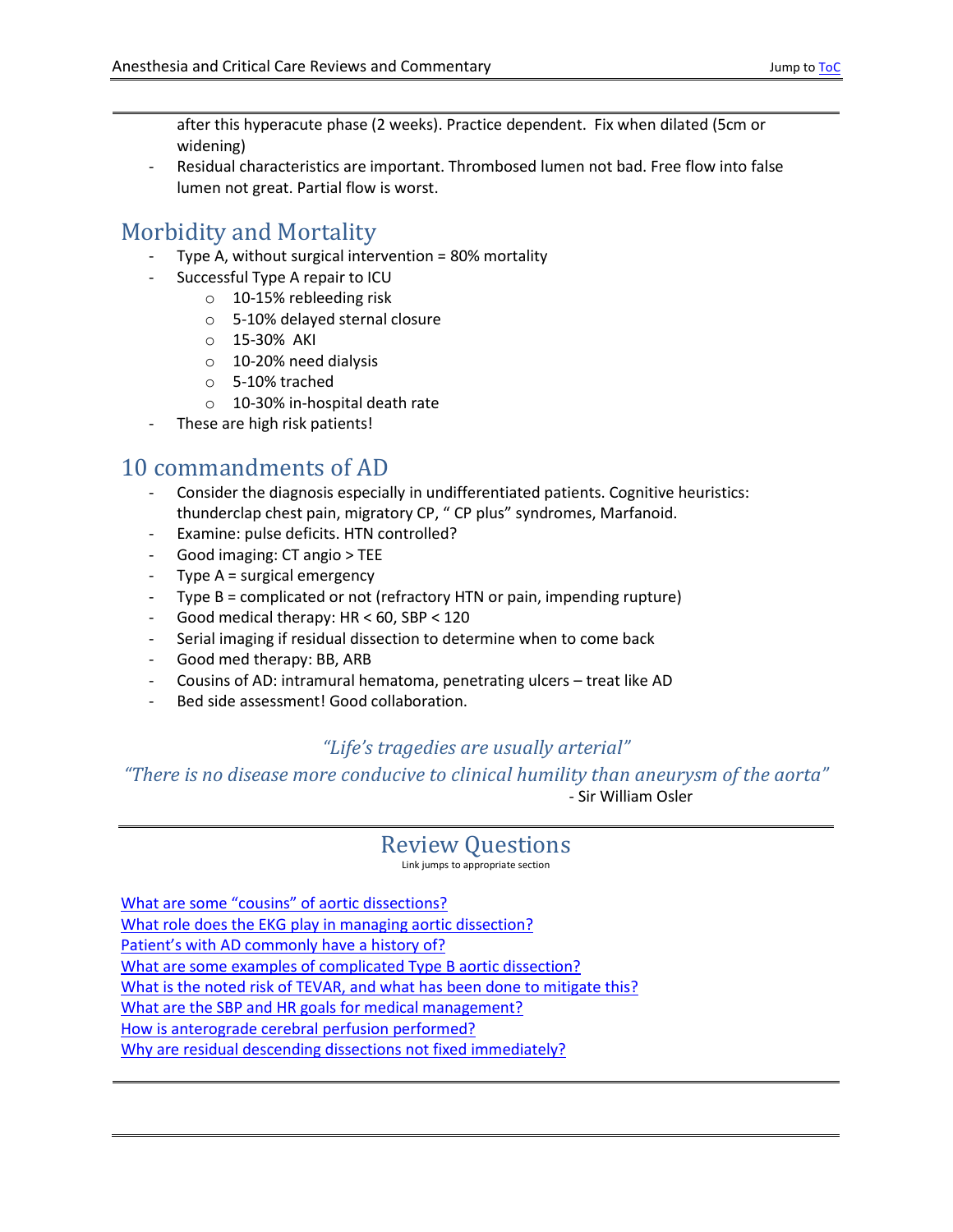after this hyperacute phase (2 weeks). Practice dependent. Fix when dilated (5cm or widening)

- Residual characteristics are important. Thrombosed lumen not bad. Free flow into false lumen not great. Partial flow is worst.

## Morbidity and Mortality

- Type A, without surgical intervention = 80% mortality
- Successful Type A repair to ICU
  - 10-15% rebleeding risk
  - 5-10% delayed sternal closure
  - 15-30% AKI
  - 10-20% need dialysis
  - 5-10% trached
  - 10-30% in-hospital death rate
- These are high risk patients!

## 10 commandments of AD

- Consider the diagnosis especially in undifferentiated patients. Cognitive heuristics: thunderclap chest pain, migratory CP, " CP plus" syndromes, Marfanoid.
- Examine: pulse deficits. HTN controlled?
- Good imaging: CT angio > TEE
- Type A = surgical emergency
- Type B = complicated or not (refractory HTN or pain, impending rupture)
- Good medical therapy: HR < 60, SBP < 120
- Serial imaging if residual dissection to determine when to come back
- Good med therapy: BB, ARB
- Cousins of AD: intramural hematoma, penetrating ulcers – treat like AD
- Bed side assessment! Good collaboration.

*"Life's tragedies are usually arterial"*

*"There is no disease more conducive to clinical humility than aneurysm of the aorta"*

- Sir William Osler

---

## Review Questions

Link jumps to appropriate section

What are some "cousins" of aortic dissections?
What role does the EKG play in managing aortic dissection?
Patient's with AD commonly have a history of?
What are some examples of complicated Type B aortic dissection?
What is the noted risk of TEVAR, and what has been done to mitigate this?
What are the SBP and HR goals for medical management?
How is anterograde cerebral perfusion performed?
Why are residual descending dissections not fixed immediately?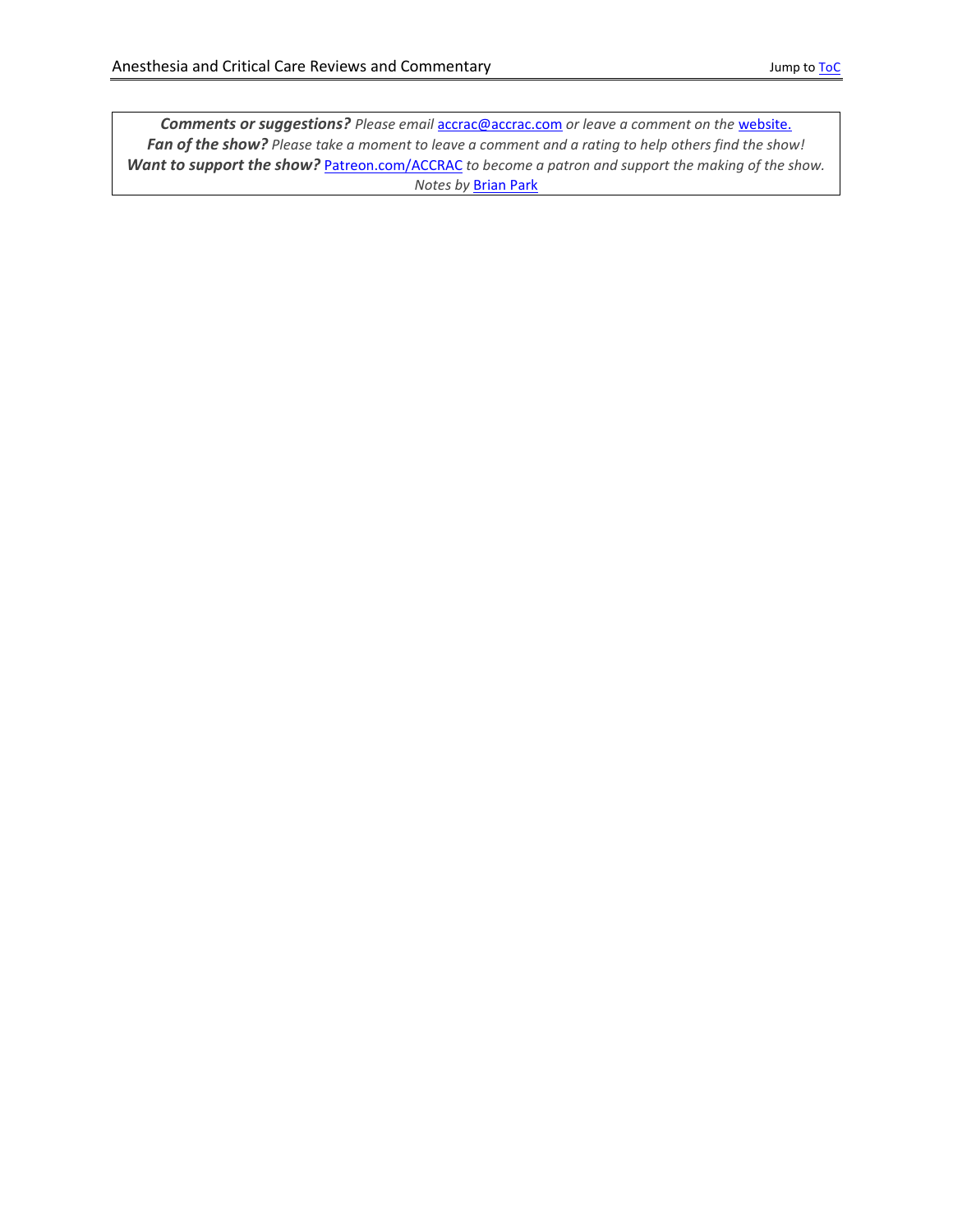***Comments or suggestions?*** *Please email* [accrac@accrac.com](mailto:accrac@accrac.com) *or leave a comment on the* [website.](https://accrac.com)
***Fan of the show?*** *Please take a moment to leave a comment and a rating to help others find the show!*
***Want to support the show?*** [Patreon.com/ACCRAC](https://Patreon.com/ACCRAC) *to become a patron and support the making of the show.*
*Notes by* [Brian Park](#)